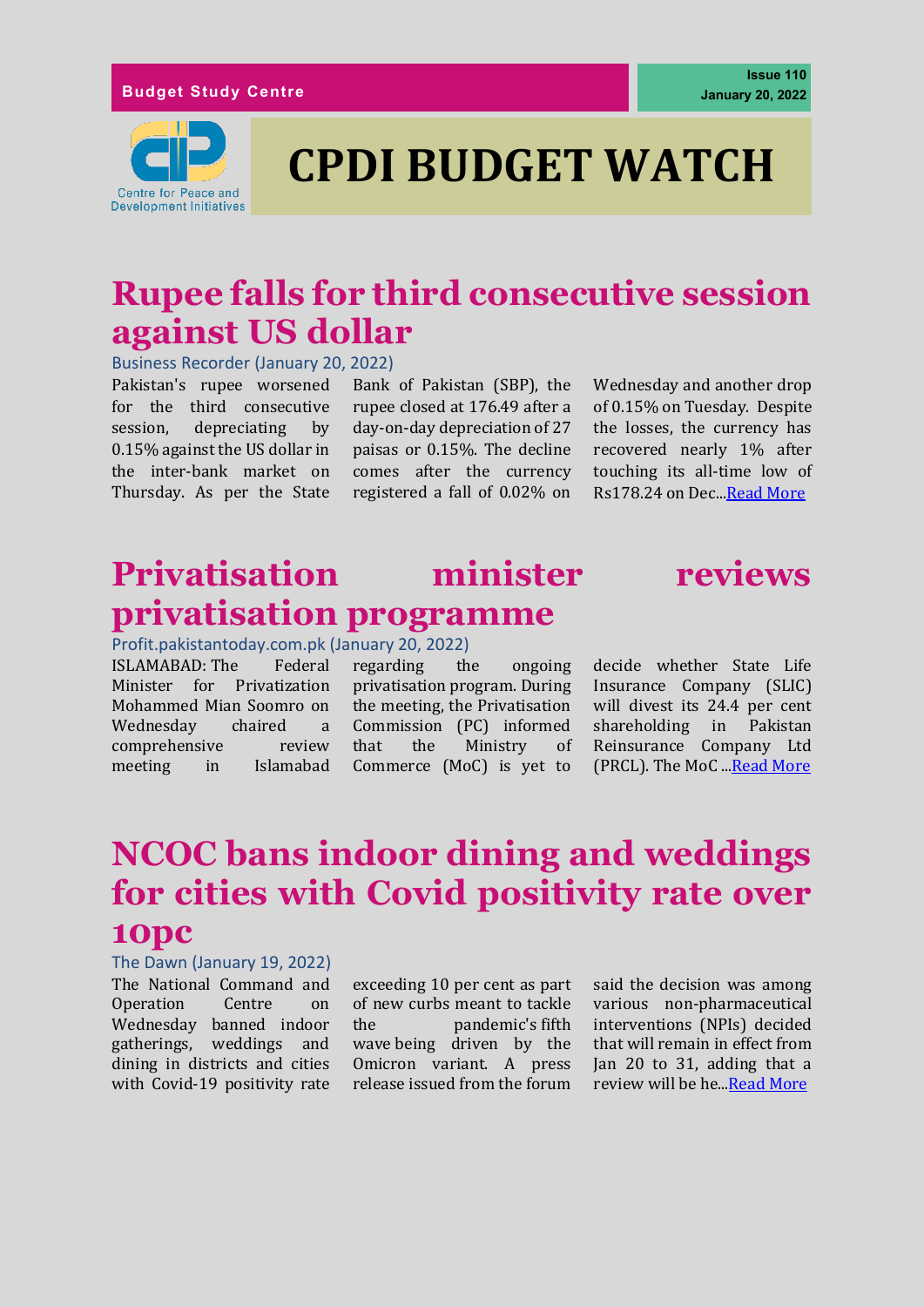Budget Study Centre

Issue 110
January 20, 2022

Centre for Peace and Development Initiatives

# CPDI BUDGET WATCH

## Rupee falls for third consecutive session against US dollar

Business Recorder (January 20, 2022)

Pakistan's rupee worsened for the third consecutive session, depreciating by 0.15% against the US dollar in the inter-bank market on Thursday. As per the State Bank of Pakistan (SBP), the rupee closed at 176.49 after a day-on-day depreciation of 27 paisas or 0.15%. The decline comes after the currency registered a fall of 0.02% on Wednesday and another drop of 0.15% on Tuesday. Despite the losses, the currency has recovered nearly 1% after touching its all-time low of Rs178.24 on Dec...Read More

## Privatisation minister reviews privatisation programme

Profit.pakistantoday.com.pk (January 20, 2022)

ISLAMABAD: The Federal Minister for Privatization Mohammed Mian Soomro on Wednesday chaired a comprehensive review meeting in Islamabad regarding the ongoing privatisation program. During the meeting, the Privatisation Commission (PC) informed that the Ministry of Commerce (MoC) is yet to decide whether State Life Insurance Company (SLIC) will divest its 24.4 per cent shareholding in Pakistan Reinsurance Company Ltd (PRCL). The MoC ...Read More

## NCOC bans indoor dining and weddings for cities with Covid positivity rate over 10pc

The Dawn (January 19, 2022)

The National Command and Operation Centre on Wednesday banned indoor gatherings, weddings and dining in districts and cities with Covid-19 positivity rate exceeding 10 per cent as part of new curbs meant to tackle the pandemic's fifth wave being driven by the Omicron variant. A press release issued from the forum said the decision was among various non-pharmaceutical interventions (NPIs) decided that will remain in effect from Jan 20 to 31, adding that a review will be he...Read More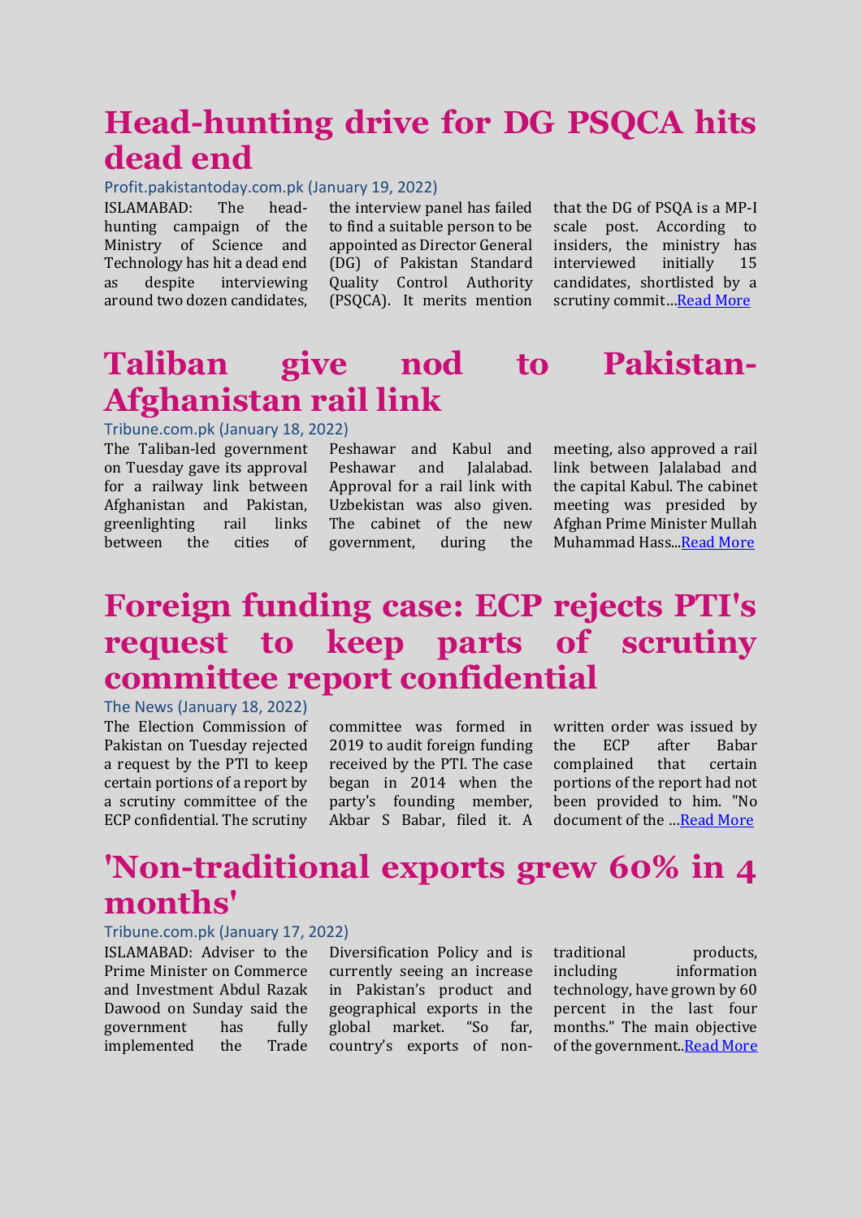# Head-hunting drive for DG PSQCA hits dead end

Profit.pakistantoday.com.pk (January 19, 2022)

ISLAMABAD: The head-hunting campaign of the Ministry of Science and Technology has hit a dead end as despite interviewing around two dozen candidates, the interview panel has failed to find a suitable person to be appointed as Director General (DG) of Pakistan Standard Quality Control Authority (PSQCA). It merits mention that the DG of PSQA is a MP-I scale post. According to insiders, the ministry has interviewed initially 15 candidates, shortlisted by a scrutiny commit…Read More

# Taliban give nod to Pakistan-Afghanistan rail link

Tribune.com.pk (January 18, 2022)

The Taliban-led government on Tuesday gave its approval for a railway link between Afghanistan and Pakistan, greenlighting rail links between the cities of Peshawar and Kabul and Peshawar and Jalalabad. Approval for a rail link with Uzbekistan was also given. The cabinet of the new government, during the meeting, also approved a rail link between Jalalabad and the capital Kabul. The cabinet meeting was presided by Afghan Prime Minister Mullah Muhammad Hass...Read More

# Foreign funding case: ECP rejects PTI's request to keep parts of scrutiny committee report confidential

The News (January 18, 2022)

The Election Commission of Pakistan on Tuesday rejected a request by the PTI to keep certain portions of a report by a scrutiny committee of the ECP confidential. The scrutiny committee was formed in 2019 to audit foreign funding received by the PTI. The case began in 2014 when the party's founding member, Akbar S Babar, filed it. A written order was issued by the ECP after Babar complained that certain portions of the report had not been provided to him. "No document of the …Read More

# 'Non-traditional exports grew 60% in 4 months'

Tribune.com.pk (January 17, 2022)

ISLAMABAD: Adviser to the Prime Minister on Commerce and Investment Abdul Razak Dawood on Sunday said the government has fully implemented the Trade Diversification Policy and is currently seeing an increase in Pakistan's product and geographical exports in the global market. "So far, country's exports of non-traditional products, including information technology, have grown by 60 percent in the last four months." The main objective of the government..Read More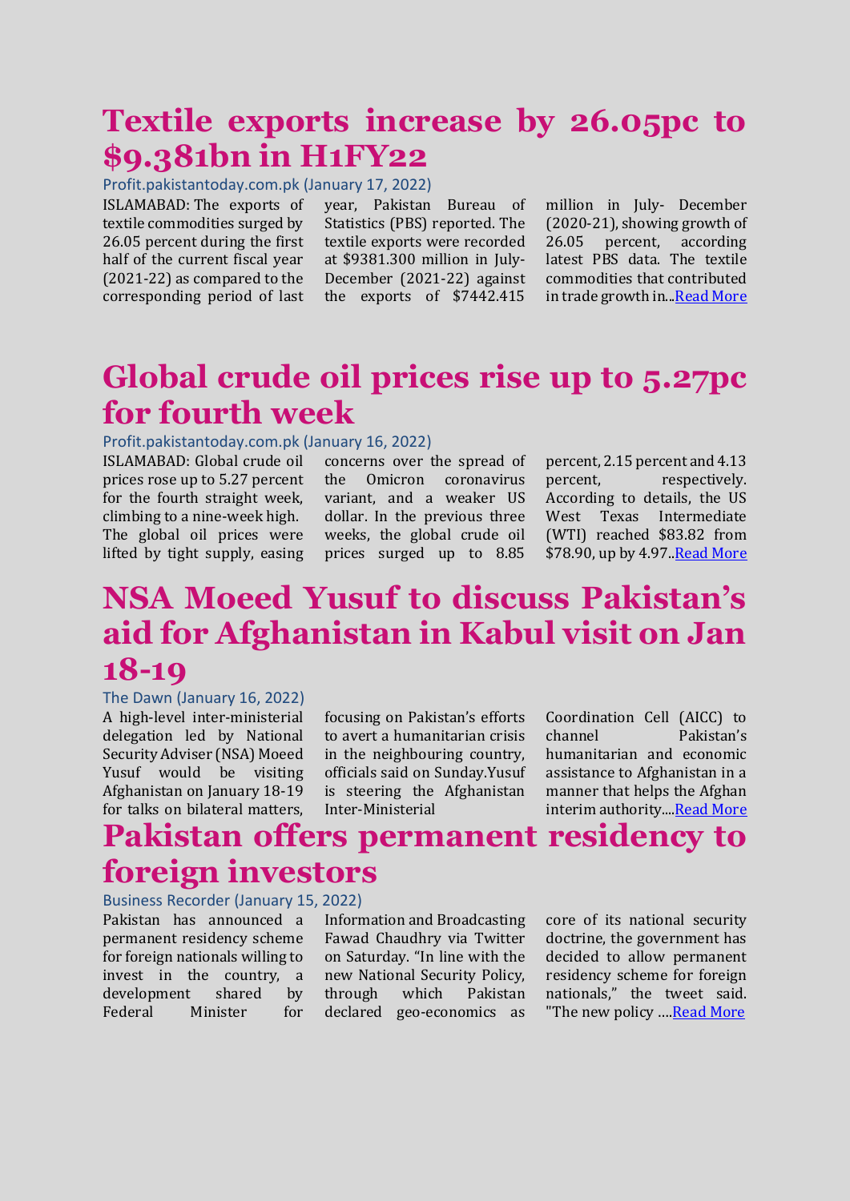# Textile exports increase by 26.05pc to $9.381bn in H1FY22

Profit.pakistantoday.com.pk (January 17, 2022)

ISLAMABAD: The exports of textile commodities surged by 26.05 percent during the first half of the current fiscal year (2021-22) as compared to the corresponding period of last year, Pakistan Bureau of Statistics (PBS) reported. The textile exports were recorded at $9381.300 million in July-December (2021-22) against the exports of $7442.415 million in July- December (2020-21), showing growth of 26.05 percent, according latest PBS data. The textile commodities that contributed in trade growth in...Read More

# Global crude oil prices rise up to 5.27pc for fourth week

Profit.pakistantoday.com.pk (January 16, 2022)

ISLAMABAD: Global crude oil prices rose up to 5.27 percent for the fourth straight week, climbing to a nine-week high. The global oil prices were lifted by tight supply, easing concerns over the spread of the Omicron coronavirus variant, and a weaker US dollar. In the previous three weeks, the global crude oil prices surged up to 8.85 percent, 2.15 percent and 4.13 percent, respectively. According to details, the US West Texas Intermediate (WTI) reached $83.82 from $78.90, up by 4.97..Read More

# NSA Moeed Yusuf to discuss Pakistan's aid for Afghanistan in Kabul visit on Jan 18-19

The Dawn (January 16, 2022)

A high-level inter-ministerial delegation led by National Security Adviser (NSA) Moeed Yusuf would be visiting Afghanistan on January 18-19 for talks on bilateral matters, focusing on Pakistan's efforts to avert a humanitarian crisis in the neighbouring country, officials said on Sunday.Yusuf is steering the Afghanistan Inter-Ministerial Coordination Cell (AICC) to channel Pakistan's humanitarian and economic assistance to Afghanistan in a manner that helps the Afghan interim authority....Read More

# Pakistan offers permanent residency to foreign investors

Business Recorder (January 15, 2022)

Pakistan has announced a permanent residency scheme for foreign nationals willing to invest in the country, a development shared by Federal Minister for Information and Broadcasting Fawad Chaudhry via Twitter on Saturday. "In line with the new National Security Policy, through which Pakistan declared geo-economics as core of its national security doctrine, the government has decided to allow permanent residency scheme for foreign nationals," the tweet said. "The new policy ....Read More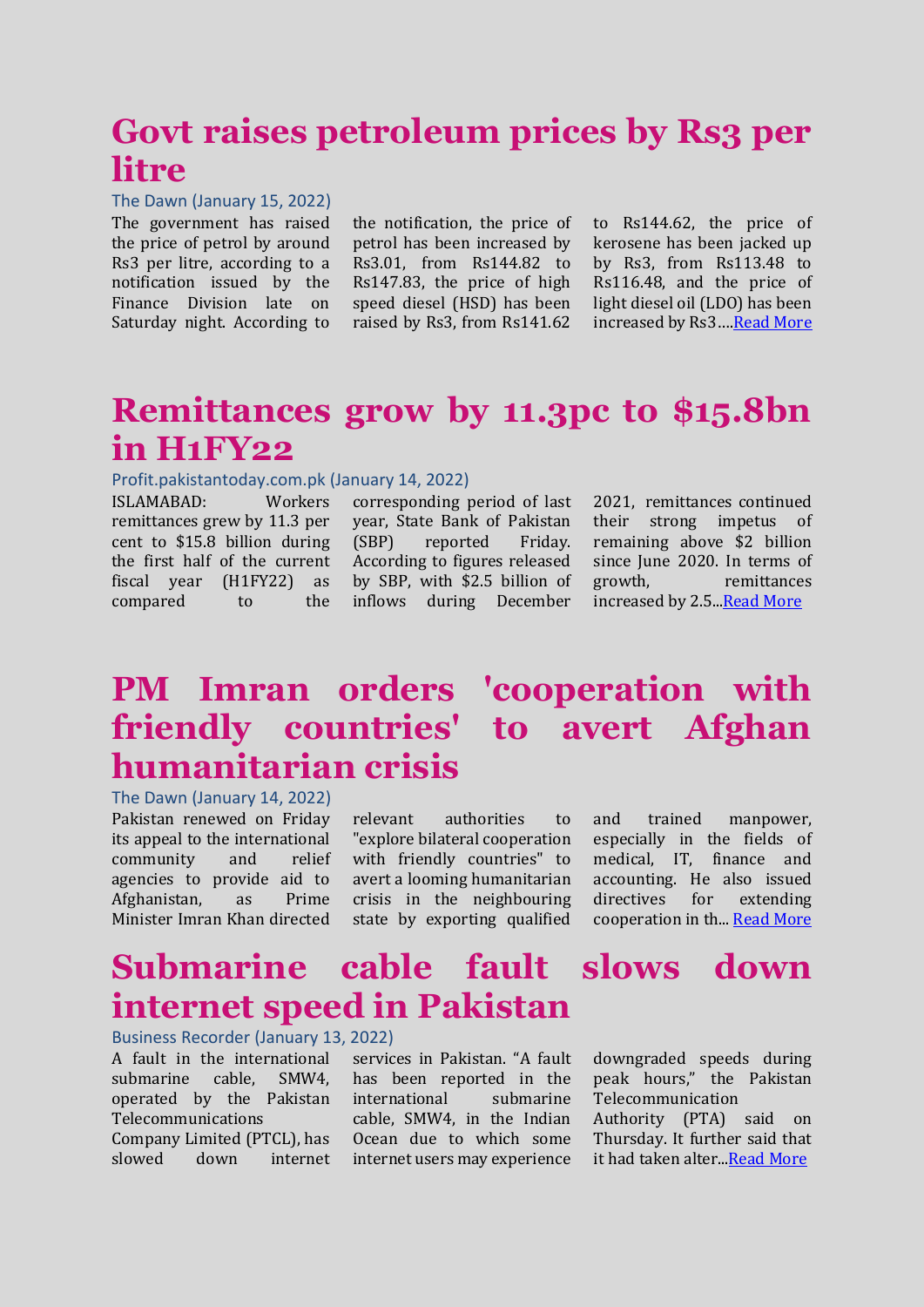## Govt raises petroleum prices by Rs3 per litre

The Dawn (January 15, 2022)

The government has raised the price of petrol by around Rs3 per litre, according to a notification issued by the Finance Division late on Saturday night. According to the notification, the price of petrol has been increased by Rs3.01, from Rs144.82 to Rs147.83, the price of high speed diesel (HSD) has been raised by Rs3, from Rs141.62 to Rs144.62, the price of kerosene has been jacked up by Rs3, from Rs113.48 to Rs116.48, and the price of light diesel oil (LDO) has been increased by Rs3….[Read More]

## Remittances grow by 11.3pc to $15.8bn in H1FY22

Profit.pakistantoday.com.pk (January 14, 2022)

ISLAMABAD: Workers remittances grew by 11.3 per cent to $15.8 billion during the first half of the current fiscal year (H1FY22) as compared to the corresponding period of last year, State Bank of Pakistan (SBP) reported Friday. According to figures released by SBP, with $2.5 billion of inflows during December 2021, remittances continued their strong impetus of remaining above $2 billion since June 2020. In terms of growth, remittances increased by 2.5...[Read More]

## PM Imran orders 'cooperation with friendly countries' to avert Afghan humanitarian crisis

The Dawn (January 14, 2022)

Pakistan renewed on Friday its appeal to the international community and relief agencies to provide aid to Afghanistan, as Prime Minister Imran Khan directed relevant authorities to "explore bilateral cooperation with friendly countries" to avert a looming humanitarian crisis in the neighbouring state by exporting qualified and trained manpower, especially in the fields of medical, IT, finance and accounting. He also issued directives for extending cooperation in th... [Read More]

## Submarine cable fault slows down internet speed in Pakistan

Business Recorder (January 13, 2022)

A fault in the international submarine cable, SMW4, operated by the Pakistan Telecommunications Company Limited (PTCL), has slowed down internet services in Pakistan. "A fault has been reported in the international submarine cable, SMW4, in the Indian Ocean due to which some internet users may experience downgraded speeds during peak hours," the Pakistan Telecommunication Authority (PTA) said on Thursday. It further said that it had taken alter...[Read More]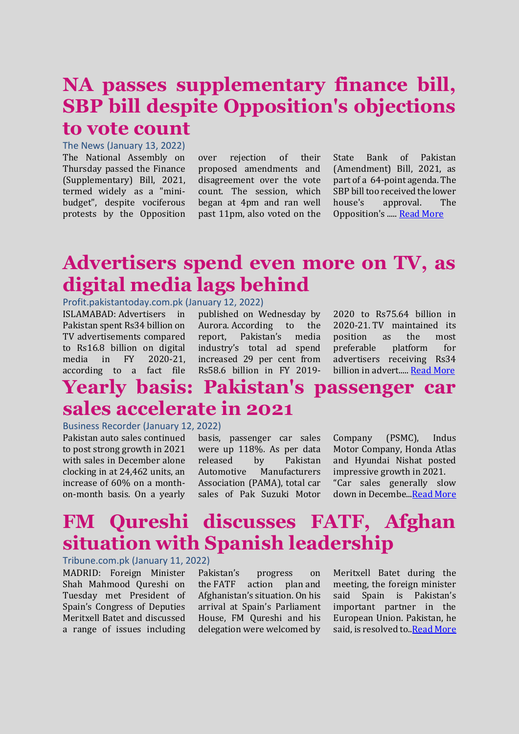# NA passes supplementary finance bill, SBP bill despite Opposition's objections to vote count

The News (January 13, 2022)

The National Assembly on Thursday passed the Finance (Supplementary) Bill, 2021, termed widely as a "mini-budget", despite vociferous protests by the Opposition over rejection of their proposed amendments and disagreement over the vote count. The session, which began at 4pm and ran well past 11pm, also voted on the State Bank of Pakistan (Amendment) Bill, 2021, as part of a 64-point agenda. The SBP bill too received the lower house's approval. The Opposition's ..... Read More

# Advertisers spend even more on TV, as digital media lags behind

Profit.pakistantoday.com.pk (January 12, 2022)

ISLAMABAD: Advertisers in Pakistan spent Rs34 billion on TV advertisements compared to Rs16.8 billion on digital media in FY 2020-21, according to a fact file published on Wednesday by Aurora. According to the report, Pakistan's media industry's total ad spend increased 29 per cent from Rs58.6 billion in FY 2019-2020 to Rs75.64 billion in 2020-21. TV maintained its position as the most preferable platform for advertisers receiving Rs34 billion in advert..... Read More

# Yearly basis: Pakistan's passenger car sales accelerate in 2021

Business Recorder (January 12, 2022)

Pakistan auto sales continued to post strong growth in 2021 with sales in December alone clocking in at 24,462 units, an increase of 60% on a month-on-month basis. On a yearly basis, passenger car sales were up 118%. As per data released by Pakistan Automotive Manufacturers Association (PAMA), total car sales of Pak Suzuki Motor Company (PSMC), Indus Motor Company, Honda Atlas and Hyundai Nishat posted impressive growth in 2021.

"Car sales generally slow down in Decembe...Read More

# FM Qureshi discusses FATF, Afghan situation with Spanish leadership

Tribune.com.pk (January 11, 2022)

MADRID: Foreign Minister Shah Mahmood Qureshi on Tuesday met President of Spain's Congress of Deputies Meritxell Batet and discussed a range of issues including Pakistan's progress on the FATF action plan and Afghanistan's situation. On his arrival at Spain's Parliament House, FM Qureshi and his delegation were welcomed by Meritxell Batet during the meeting, the foreign minister said Spain is Pakistan's important partner in the European Union. Pakistan, he said, is resolved to..Read More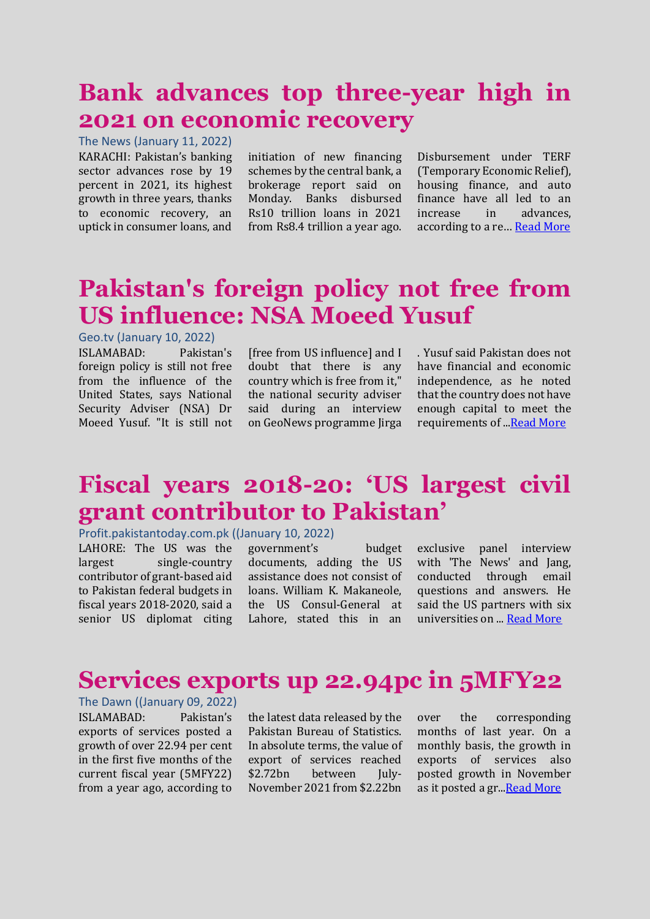# Bank advances top three-year high in 2021 on economic recovery

The News (January 11, 2022)

KARACHI: Pakistan's banking sector advances rose by 19 percent in 2021, its highest growth in three years, thanks to economic recovery, an uptick in consumer loans, and initiation of new financing schemes by the central bank, a brokerage report said on Monday. Banks disbursed Rs10 trillion loans in 2021 from Rs8.4 trillion a year ago. Disbursement under TERF (Temporary Economic Relief), housing finance, and auto finance have all led to an increase in advances, according to a re… [Read More]

# Pakistan's foreign policy not free from US influence: NSA Moeed Yusuf

Geo.tv (January 10, 2022)

ISLAMABAD: Pakistan's foreign policy is still not free from the influence of the United States, says National Security Adviser (NSA) Dr Moeed Yusuf. "It is still not [free from US influence] and I doubt that there is any country which is free from it," the national security adviser said during an interview on GeoNews programme Jirga . Yusuf said Pakistan does not have financial and economic independence, as he noted that the country does not have enough capital to meet the requirements of ...[Read More]

# Fiscal years 2018-20: 'US largest civil grant contributor to Pakistan'

Profit.pakistantoday.com.pk ((January 10, 2022)

LAHORE: The US was the largest single-country contributor of grant-based aid to Pakistan federal budgets in fiscal years 2018-2020, said a senior US diplomat citing government's budget documents, adding the US assistance does not consist of loans. William K. Makaneole, the US Consul-General at Lahore, stated this in an exclusive panel interview with 'The News' and Jang, conducted through email questions and answers. He said the US partners with six universities on ... [Read More]

# Services exports up 22.94pc in 5MFY22

The Dawn ((January 09, 2022)

ISLAMABAD: Pakistan's exports of services posted a growth of over 22.94 per cent in the first five months of the current fiscal year (5MFY22) from a year ago, according to the latest data released by the Pakistan Bureau of Statistics. In absolute terms, the value of export of services reached $2.72bn between July-November 2021 from $2.22bn over the corresponding months of last year. On a monthly basis, the growth in exports of services also posted growth in November as it posted a gr...[Read More]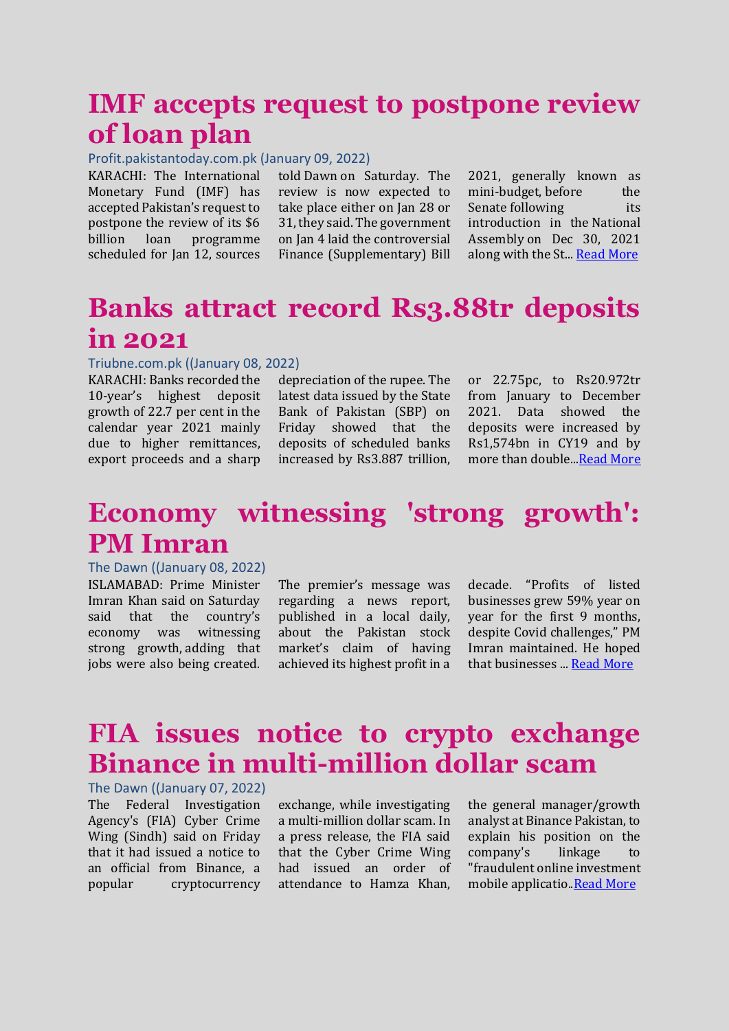# IMF accepts request to postpone review of loan plan

Profit.pakistantoday.com.pk (January 09, 2022)

KARACHI: The International Monetary Fund (IMF) has accepted Pakistan's request to postpone the review of its $6 billion loan programme scheduled for Jan 12, sources told Dawn on Saturday. The review is now expected to take place either on Jan 28 or 31, they said. The government on Jan 4 laid the controversial Finance (Supplementary) Bill 2021, generally known as mini-budget, before the Senate following its introduction in the National Assembly on Dec 30, 2021 along with the St... [Read More]

# Banks attract record Rs3.88tr deposits in 2021

Triubne.com.pk ((January 08, 2022)

KARACHI: Banks recorded the 10-year's highest deposit growth of 22.7 per cent in the calendar year 2021 mainly due to higher remittances, export proceeds and a sharp depreciation of the rupee. The latest data issued by the State Bank of Pakistan (SBP) on Friday showed that the deposits of scheduled banks increased by Rs3.887 trillion, or 22.75pc, to Rs20.972tr from January to December 2021. Data showed the deposits were increased by Rs1,574bn in CY19 and by more than double...[Read More]

# Economy witnessing 'strong growth': PM Imran

The Dawn ((January 08, 2022)

ISLAMABAD: Prime Minister Imran Khan said on Saturday said that the country's economy was witnessing strong growth, adding that jobs were also being created. The premier's message was regarding a news report, published in a local daily, about the Pakistan stock market's claim of having achieved its highest profit in a decade. "Profits of listed businesses grew 59% year on year for the first 9 months, despite Covid challenges," PM Imran maintained. He hoped that businesses ... [Read More]

# FIA issues notice to crypto exchange Binance in multi-million dollar scam

The Dawn ((January 07, 2022)

The Federal Investigation Agency's (FIA) Cyber Crime Wing (Sindh) said on Friday that it had issued a notice to an official from Binance, a popular cryptocurrency exchange, while investigating a multi-million dollar scam. In a press release, the FIA said that the Cyber Crime Wing had issued an order of attendance to Hamza Khan, the general manager/growth analyst at Binance Pakistan, to explain his position on the company's linkage to "fraudulent online investment mobile applicatio..[Read More]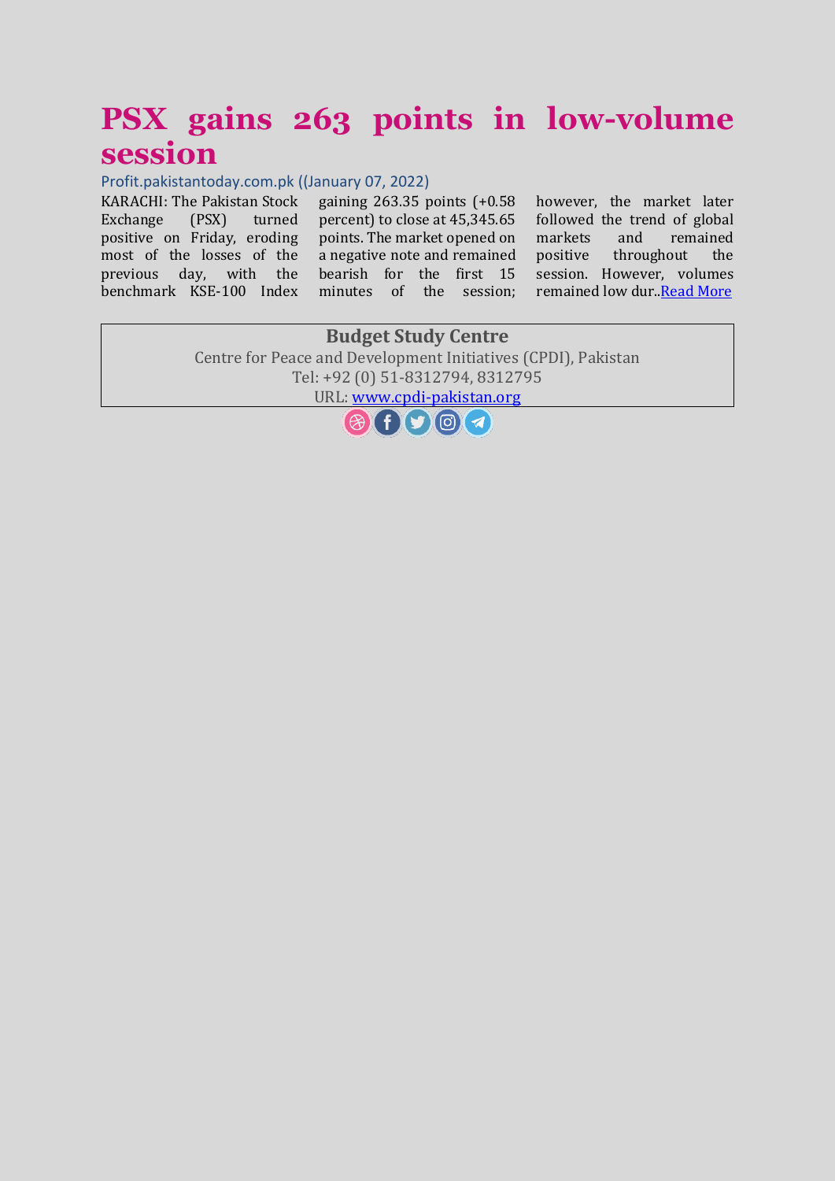# PSX gains 263 points in low-volume session

Profit.pakistantoday.com.pk ((January 07, 2022)

KARACHI: The Pakistan Stock Exchange (PSX) turned positive on Friday, eroding most of the losses of the previous day, with the benchmark KSE-100 Index gaining 263.35 points (+0.58 percent) to close at 45,345.65 points. The market opened on a negative note and remained bearish for the first 15 minutes of the session; however, the market later followed the trend of global markets and remained positive throughout the session. However, volumes remained low dur..[Read More]

**Budget Study Centre**
Centre for Peace and Development Initiatives (CPDI), Pakistan
Tel: +92 (0) 51-8312794, 8312795
URL: www.cpdi-pakistan.org